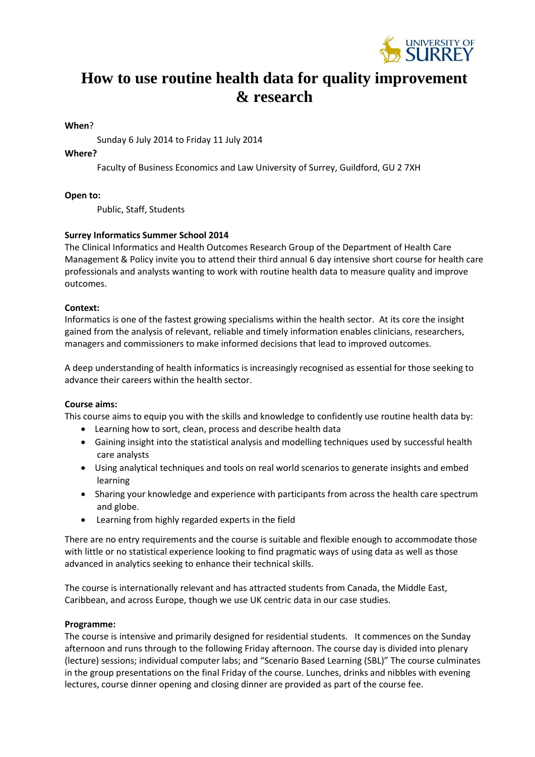# How to use routine health data for quality improvement & research

**When**?

Sunday 6 July 2014 to Friday 11 July 2014

**Where?**

Faculty of Business Economics and Law University of Surrey, Guildford, GU 2 7XH

**Open to:**

Public, Staff, Students

**Surrey Informatics Summer School 2014**

The Clinical Informatics and Health Outcomes Research Group of the Department of Health Care Management & Policy invite you to attend their third annual 6 day intensive short course for health care professionals and analysts wanting to work with routine health data to measure quality and improve outcomes.

**Context:**

Informatics is one of the fastest growing specialisms within the health sector. At its core the insight gained from the analysis of relevant, reliable and timely information enables clinicians, researchers, managers and commissioners to make informed decisions that lead to improved outcomes.

A deep understanding of health informatics is increasingly recognised as essential for those seeking to advance their careers within the health sector.

**Course aims:**

This course aims to equip you with the skills and knowledge to confidently use routine health data by:

- Learning how to sort, clean, process and describe health data
- Gaining insight into the statistical analysis and modelling techniques used by successful health care analysts
- Using analytical techniques and tools on real world scenarios to generate insights and embed learning
- Sharing your knowledge and experience with participants from across the health care spectrum and globe.
- Learning from highly regarded experts in the field

There are no entry requirements and the course is suitable and flexible enough to accommodate those with little or no statistical experience looking to find pragmatic ways of using data as well as those advanced in analytics seeking to enhance their technical skills.

The course is internationally relevant and has attracted students from Canada, the Middle East, Caribbean, and across Europe, though we use UK centric data in our case studies.

**Programme:**

The course is intensive and primarily designed for residential students. It commences on the Sunday afternoon and runs through to the following Friday afternoon. The course day is divided into plenary (lecture) sessions; individual computer labs; and "Scenario Based Learning (SBL)" The course culminates in the group presentations on the final Friday of the course. Lunches, drinks and nibbles with evening lectures, course dinner opening and closing dinner are provided as part of the course fee.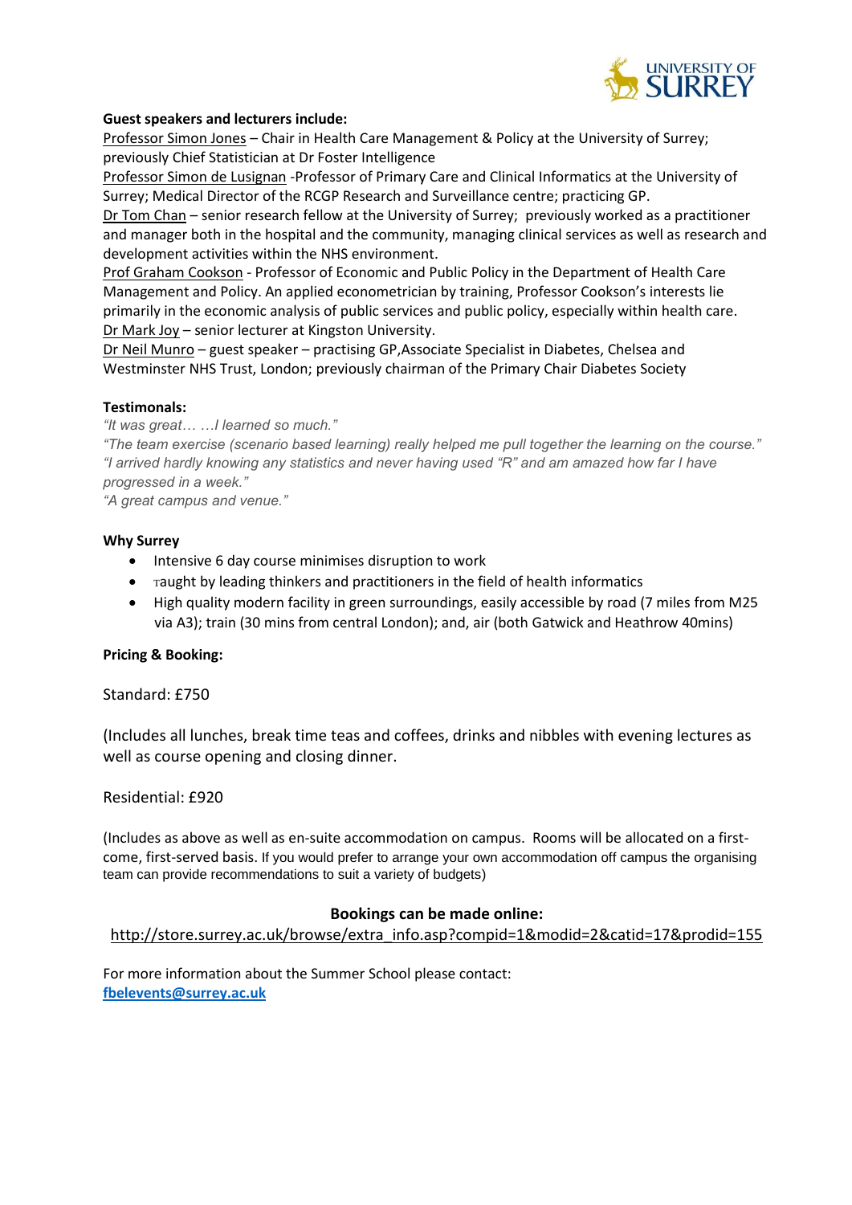**Guest speakers and lecturers include:**

Professor Simon Jones – Chair in Health Care Management & Policy at the University of Surrey; previously Chief Statistician at Dr Foster Intelligence

Professor Simon de Lusignan -Professor of Primary Care and Clinical Informatics at the University of Surrey; Medical Director of the RCGP Research and Surveillance centre; practicing GP.

Dr Tom Chan – senior research fellow at the University of Surrey; previously worked as a practitioner and manager both in the hospital and the community, managing clinical services as well as research and development activities within the NHS environment.

Prof Graham Cookson - Professor of Economic and Public Policy in the Department of Health Care Management and Policy. An applied econometrician by training, Professor Cookson's interests lie primarily in the economic analysis of public services and public policy, especially within health care.

Dr Mark Joy – senior lecturer at Kingston University.

Dr Neil Munro – guest speaker – practising GP,Associate Specialist in Diabetes, Chelsea and Westminster NHS Trust, London; previously chairman of the Primary Chair Diabetes Society

**Testimonals:**

*"It was great… …I learned so much."*

*"The team exercise (scenario based learning) really helped me pull together the learning on the course."*

*"I arrived hardly knowing any statistics and never having used "R" and am amazed how far I have progressed in a week."*

*"A great campus and venue."*

**Why Surrey**

- Intensive 6 day course minimises disruption to work
- Taught by leading thinkers and practitioners in the field of health informatics
- High quality modern facility in green surroundings, easily accessible by road (7 miles from M25 via A3); train (30 mins from central London); and, air (both Gatwick and Heathrow 40mins)

**Pricing & Booking:**

Standard: £750

(Includes all lunches, break time teas and coffees, drinks and nibbles with evening lectures as well as course opening and closing dinner.

Residential: £920

(Includes as above as well as en-suite accommodation on campus. Rooms will be allocated on a first-come, first-served basis. If you would prefer to arrange your own accommodation off campus the organising team can provide recommendations to suit a variety of budgets)

**Bookings can be made online:**

http://store.surrey.ac.uk/browse/extra_info.asp?compid=1&modid=2&catid=17&prodid=155

For more information about the Summer School please contact:
**fbelevents@surrey.ac.uk**